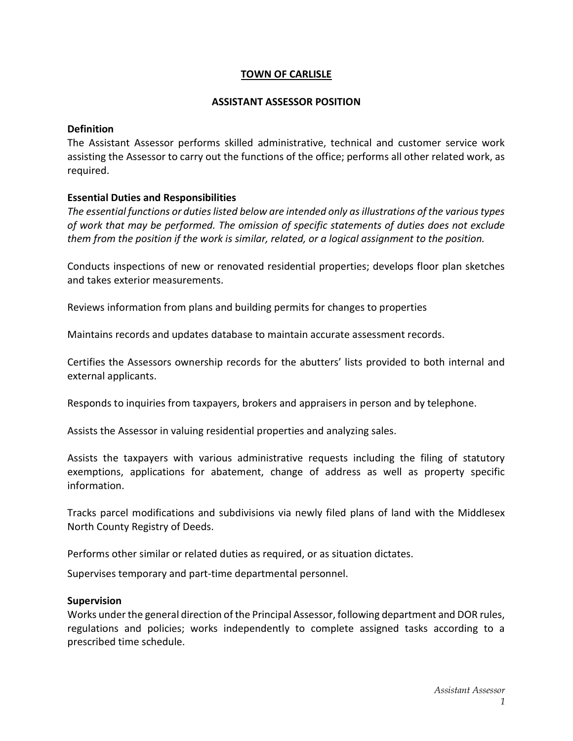# TOWN OF CARLISLE

## ASSISTANT ASSESSOR POSITION

### Definition

The Assistant Assessor performs skilled administrative, technical and customer service work assisting the Assessor to carry out the functions of the office; performs all other related work, as required.

### Essential Duties and Responsibilities

*The essential functions or duties listed below are intended only as illustrations of the various types of work that may be performed. The omission of specific statements of duties does not exclude them from the position if the work is similar, related, or a logical assignment to the position.*

Conducts inspections of new or renovated residential properties; develops floor plan sketches and takes exterior measurements.

Reviews information from plans and building permits for changes to properties

Maintains records and updates database to maintain accurate assessment records.

Certifies the Assessors ownership records for the abutters' lists provided to both internal and external applicants.

Responds to inquiries from taxpayers, brokers and appraisers in person and by telephone.

Assists the Assessor in valuing residential properties and analyzing sales.

Assists the taxpayers with various administrative requests including the filing of statutory exemptions, applications for abatement, change of address as well as property specific information.

Tracks parcel modifications and subdivisions via newly filed plans of land with the Middlesex North County Registry of Deeds.

Performs other similar or related duties as required, or as situation dictates.

Supervises temporary and part-time departmental personnel.

### Supervision

Works under the general direction of the Principal Assessor, following department and DOR rules, regulations and policies; works independently to complete assigned tasks according to a prescribed time schedule.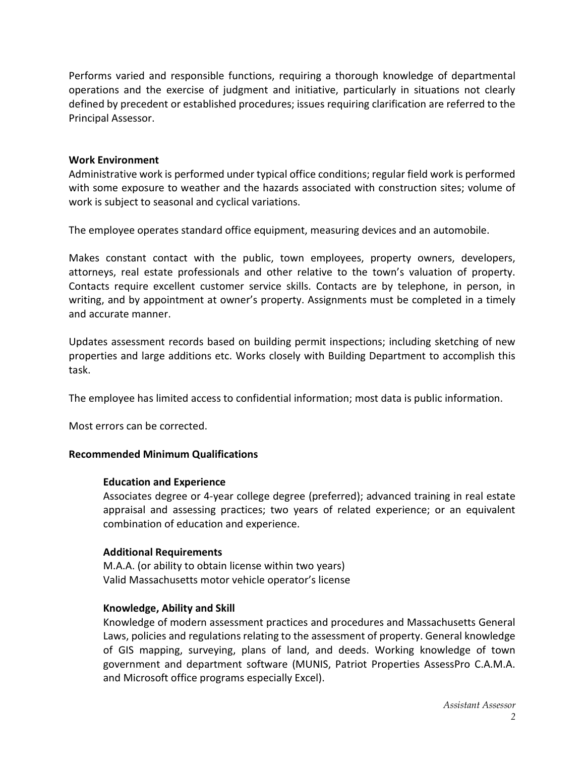Performs varied and responsible functions, requiring a thorough knowledge of departmental operations and the exercise of judgment and initiative, particularly in situations not clearly defined by precedent or established procedures; issues requiring clarification are referred to the Principal Assessor.

**Work Environment**
Administrative work is performed under typical office conditions; regular field work is performed with some exposure to weather and the hazards associated with construction sites; volume of work is subject to seasonal and cyclical variations.

The employee operates standard office equipment, measuring devices and an automobile.

Makes constant contact with the public, town employees, property owners, developers, attorneys, real estate professionals and other relative to the town's valuation of property. Contacts require excellent customer service skills. Contacts are by telephone, in person, in writing, and by appointment at owner's property. Assignments must be completed in a timely and accurate manner.

Updates assessment records based on building permit inspections; including sketching of new properties and large additions etc. Works closely with Building Department to accomplish this task.

The employee has limited access to confidential information; most data is public information.

Most errors can be corrected.

**Recommended Minimum Qualifications**

**Education and Experience**
Associates degree or 4-year college degree (preferred); advanced training in real estate appraisal and assessing practices; two years of related experience; or an equivalent combination of education and experience.

**Additional Requirements**
M.A.A. (or ability to obtain license within two years)
Valid Massachusetts motor vehicle operator's license

**Knowledge, Ability and Skill**
Knowledge of modern assessment practices and procedures and Massachusetts General Laws, policies and regulations relating to the assessment of property. General knowledge of GIS mapping, surveying, plans of land, and deeds. Working knowledge of town government and department software (MUNIS, Patriot Properties AssessPro C.A.M.A. and Microsoft office programs especially Excel).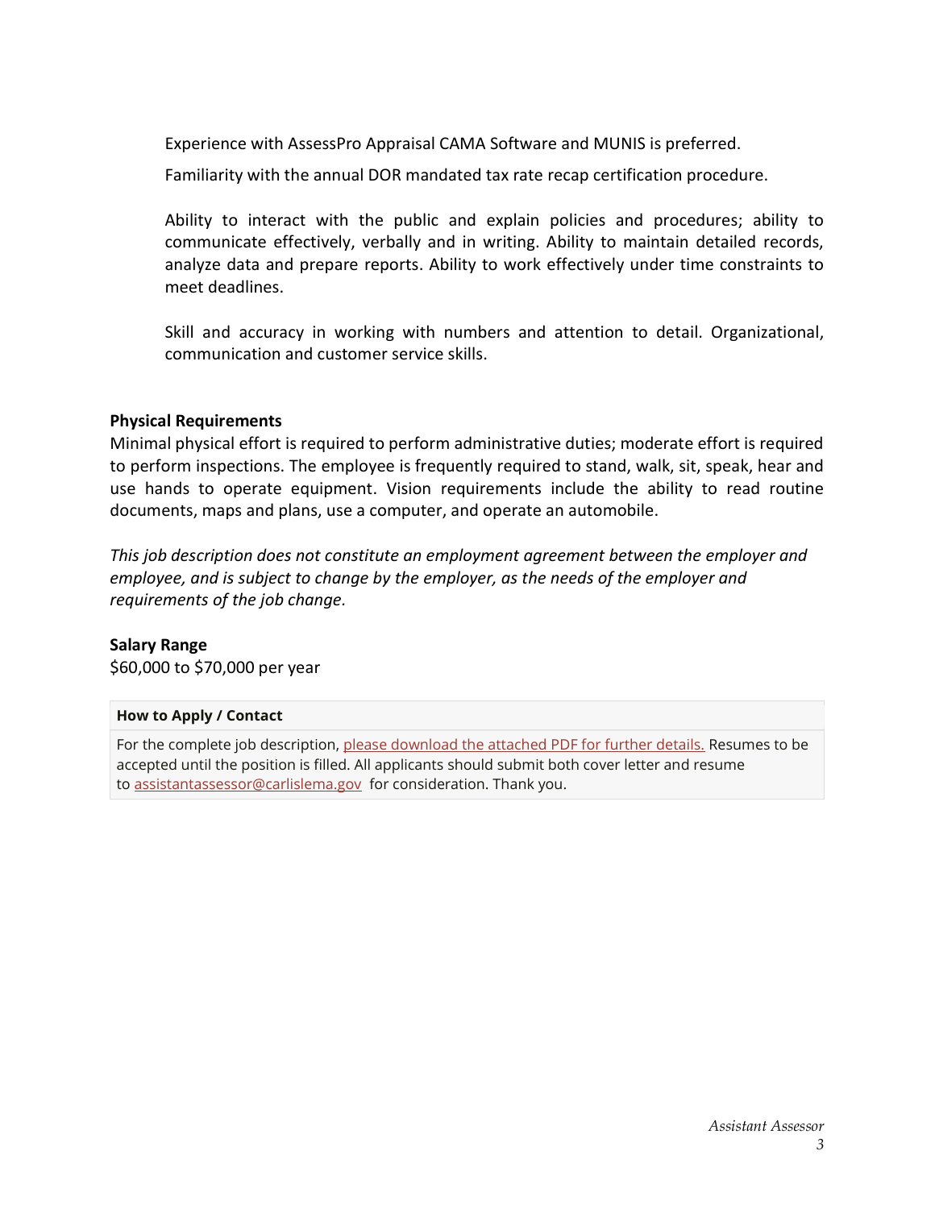Experience with AssessPro Appraisal CAMA Software and MUNIS is preferred.

Familiarity with the annual DOR mandated tax rate recap certification procedure.

Ability to interact with the public and explain policies and procedures; ability to communicate effectively, verbally and in writing. Ability to maintain detailed records, analyze data and prepare reports. Ability to work effectively under time constraints to meet deadlines.

Skill and accuracy in working with numbers and attention to detail. Organizational, communication and customer service skills.

**Physical Requirements**

Minimal physical effort is required to perform administrative duties; moderate effort is required to perform inspections. The employee is frequently required to stand, walk, sit, speak, hear and use hands to operate equipment. Vision requirements include the ability to read routine documents, maps and plans, use a computer, and operate an automobile.

*This job description does not constitute an employment agreement between the employer and employee, and is subject to change by the employer, as the needs of the employer and requirements of the job change.*

**Salary Range**

$60,000 to $70,000 per year

| How to Apply / Contact |
| --- |
| For the complete job description, please download the attached PDF for further details. Resumes to be accepted until the position is filled. All applicants should submit both cover letter and resume to assistantassessor@carlislema.gov for consideration. Thank you. |